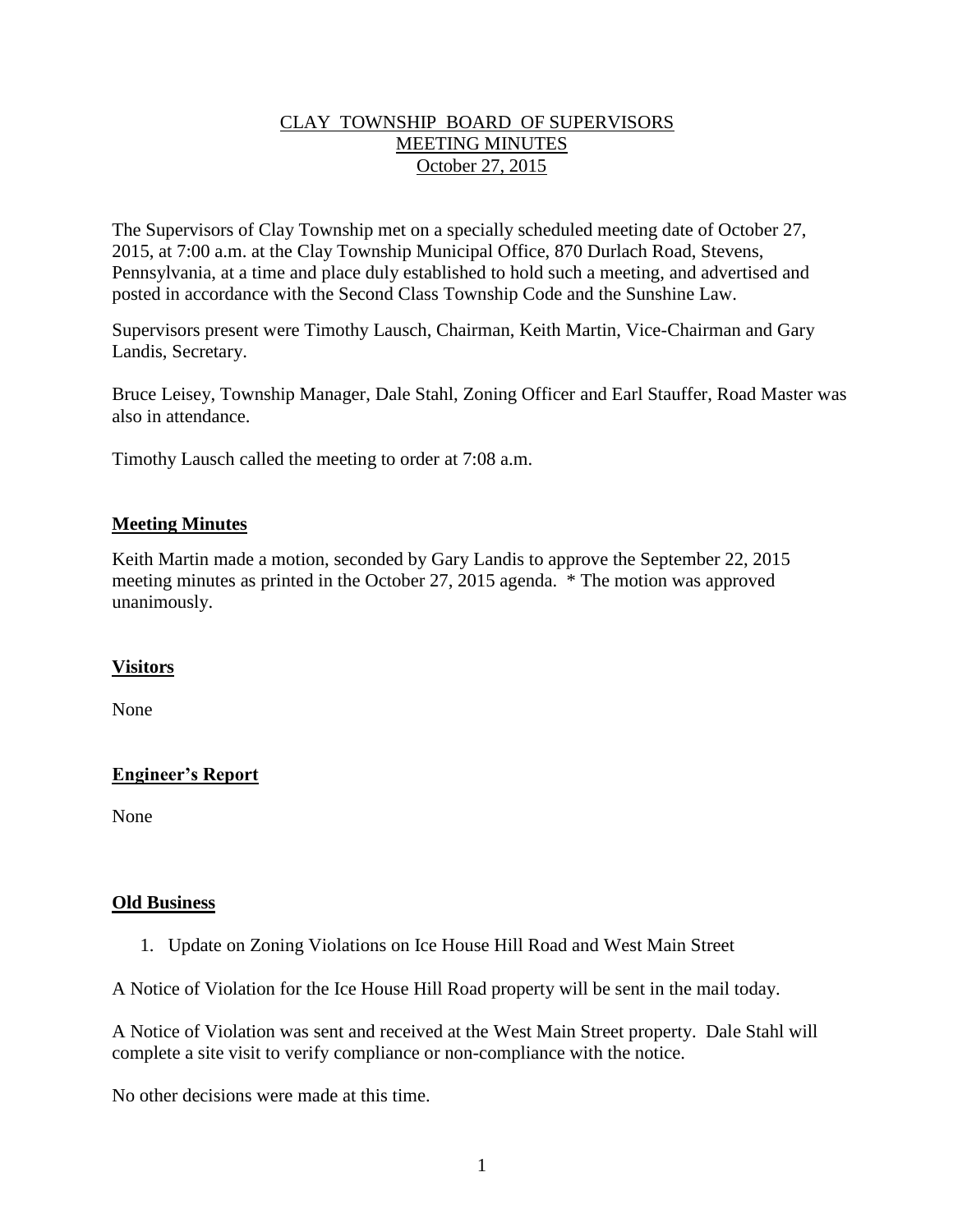# CLAY TOWNSHIP BOARD OF SUPERVISORS
## MEETING MINUTES
### October 27, 2015

The Supervisors of Clay Township met on a specially scheduled meeting date of October 27, 2015, at 7:00 a.m. at the Clay Township Municipal Office, 870 Durlach Road, Stevens, Pennsylvania, at a time and place duly established to hold such a meeting, and advertised and posted in accordance with the Second Class Township Code and the Sunshine Law.

Supervisors present were Timothy Lausch, Chairman, Keith Martin, Vice-Chairman and Gary Landis, Secretary.

Bruce Leisey, Township Manager, Dale Stahl, Zoning Officer and Earl Stauffer, Road Master was also in attendance.

Timothy Lausch called the meeting to order at 7:08 a.m.

## Meeting Minutes

Keith Martin made a motion, seconded by Gary Landis to approve the September 22, 2015 meeting minutes as printed in the October 27, 2015 agenda. * The motion was approved unanimously.

## Visitors

None

## Engineer's Report

None

## Old Business

1. Update on Zoning Violations on Ice House Hill Road and West Main Street

A Notice of Violation for the Ice House Hill Road property will be sent in the mail today.

A Notice of Violation was sent and received at the West Main Street property. Dale Stahl will complete a site visit to verify compliance or non-compliance with the notice.

No other decisions were made at this time.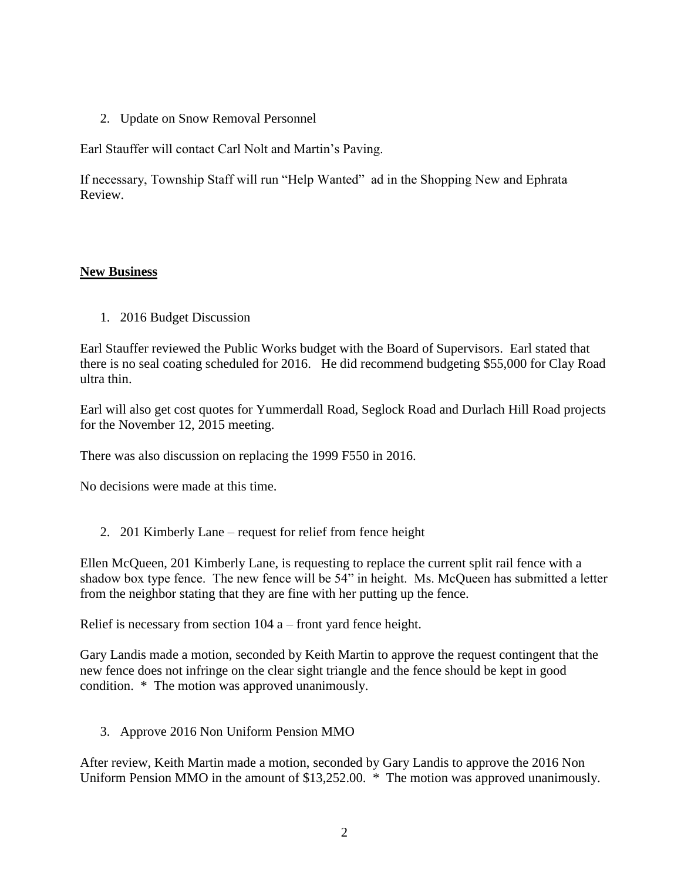2. Update on Snow Removal Personnel

Earl Stauffer will contact Carl Nolt and Martin's Paving.

If necessary, Township Staff will run "Help Wanted" ad in the Shopping New and Ephrata Review.

**New Business**

1. 2016 Budget Discussion

Earl Stauffer reviewed the Public Works budget with the Board of Supervisors. Earl stated that there is no seal coating scheduled for 2016. He did recommend budgeting $55,000 for Clay Road ultra thin.

Earl will also get cost quotes for Yummerdall Road, Seglock Road and Durlach Hill Road projects for the November 12, 2015 meeting.

There was also discussion on replacing the 1999 F550 in 2016.

No decisions were made at this time.

2. 201 Kimberly Lane – request for relief from fence height

Ellen McQueen, 201 Kimberly Lane, is requesting to replace the current split rail fence with a shadow box type fence. The new fence will be 54" in height. Ms. McQueen has submitted a letter from the neighbor stating that they are fine with her putting up the fence.

Relief is necessary from section 104 a – front yard fence height.

Gary Landis made a motion, seconded by Keith Martin to approve the request contingent that the new fence does not infringe on the clear sight triangle and the fence should be kept in good condition. * The motion was approved unanimously.

3. Approve 2016 Non Uniform Pension MMO

After review, Keith Martin made a motion, seconded by Gary Landis to approve the 2016 Non Uniform Pension MMO in the amount of $13,252.00. * The motion was approved unanimously.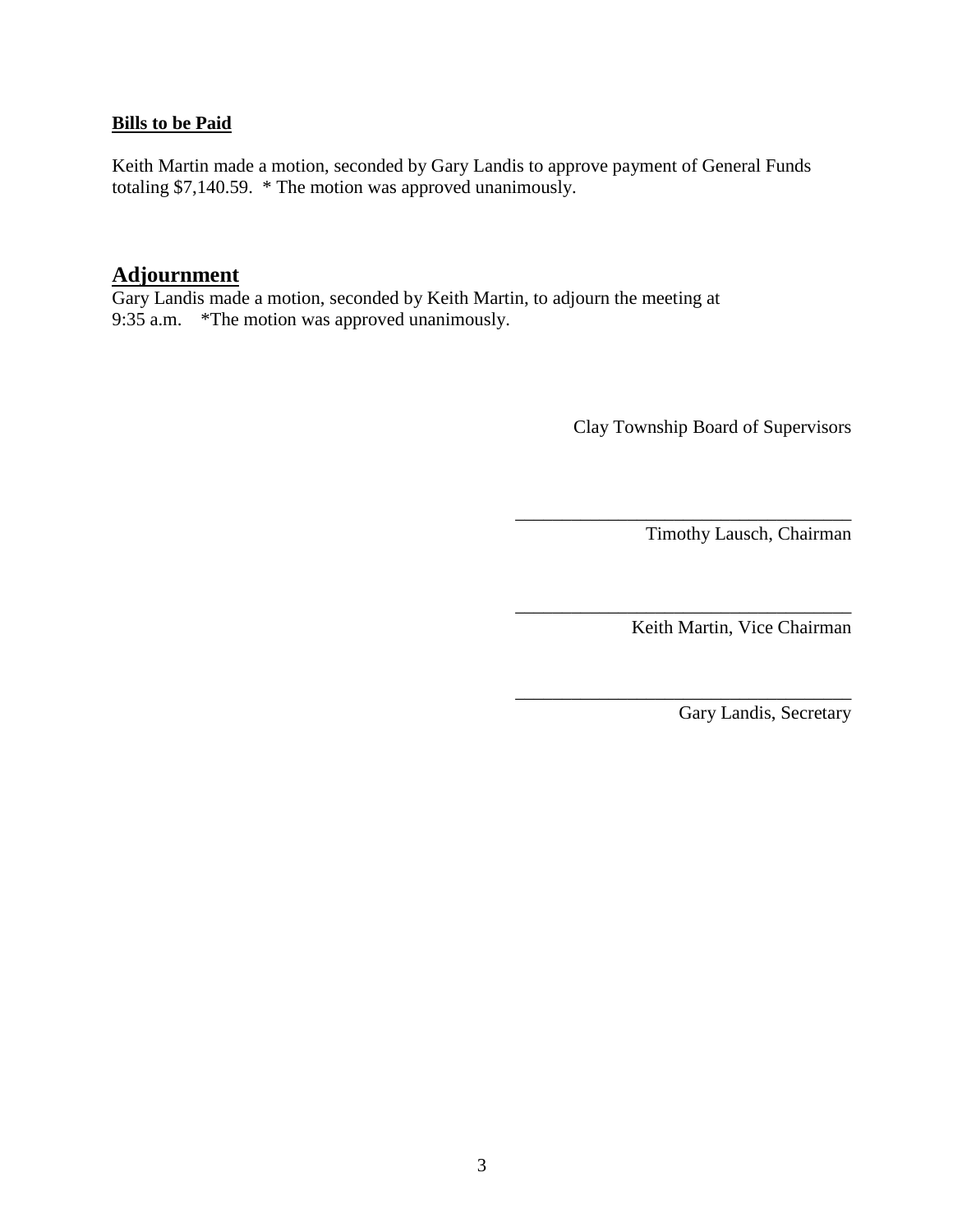**Bills to be Paid**

Keith Martin made a motion, seconded by Gary Landis to approve payment of General Funds totaling $7,140.59. * The motion was approved unanimously.

## Adjournment

Gary Landis made a motion, seconded by Keith Martin, to adjourn the meeting at 9:35 a.m. *The motion was approved unanimously.

Clay Township Board of Supervisors

_____________________________________
Timothy Lausch, Chairman

_____________________________________
Keith Martin, Vice Chairman

_____________________________________
Gary Landis, Secretary